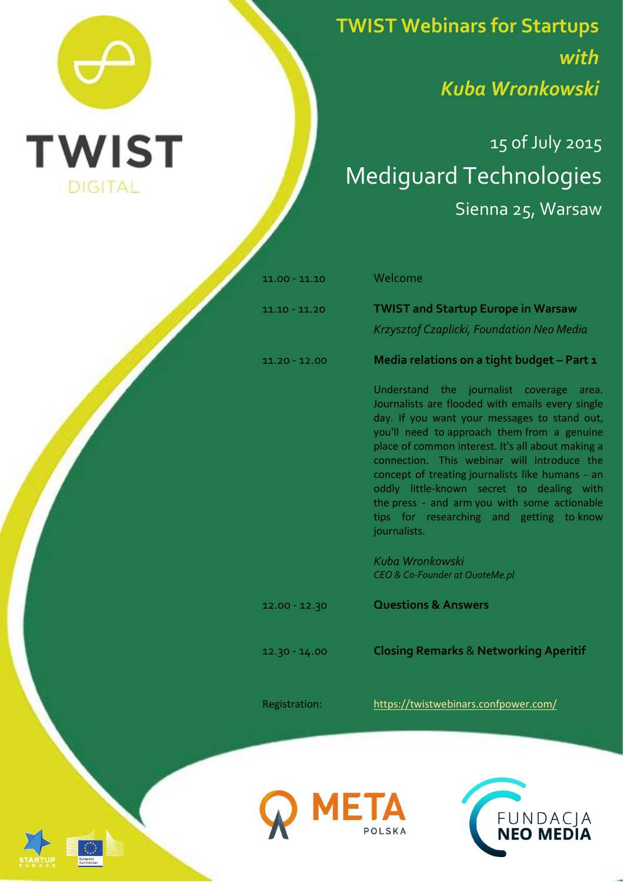TWIST DIGITAL

# TWIST Webinars for Startups *with* *Kuba Wronkowski*

15 of July 2015

## Mediguard Technologies

Sienna 25, Warsaw

| | |
|---|---|
| 11.00 - 11.10 | Welcome |
| 11.10 - 11.20 | **TWIST and Startup Europe in Warsaw**<br>*Krzysztof Czaplicki, Foundation Neo Media* |
| 11.20 - 12.00 | **Media relations on a tight budget – Part 1**<br>Understand the journalist coverage area. Journalists are flooded with emails every single day. If you want your messages to stand out, you'll need to approach them from a genuine place of common interest. It's all about making a connection. This webinar will introduce the concept of treating journalists like humans - an oddly little-known secret to dealing with the press - and arm you with some actionable tips for researching and getting to know journalists.<br>*Kuba Wronkowski*<br>*CEO & Co-Founder at QuoteMe.pl* |
| 12.00 - 12.30 | **Questions & Answers** |
| 12.30 - 14.00 | **Closing Remarks** & **Networking Aperitif** |
| Registration: | https://twistwebinars.confpower.com/ |

META POLSKA

FUNDACJA NEO MEDIA

STARTUP EUROPE

European Commission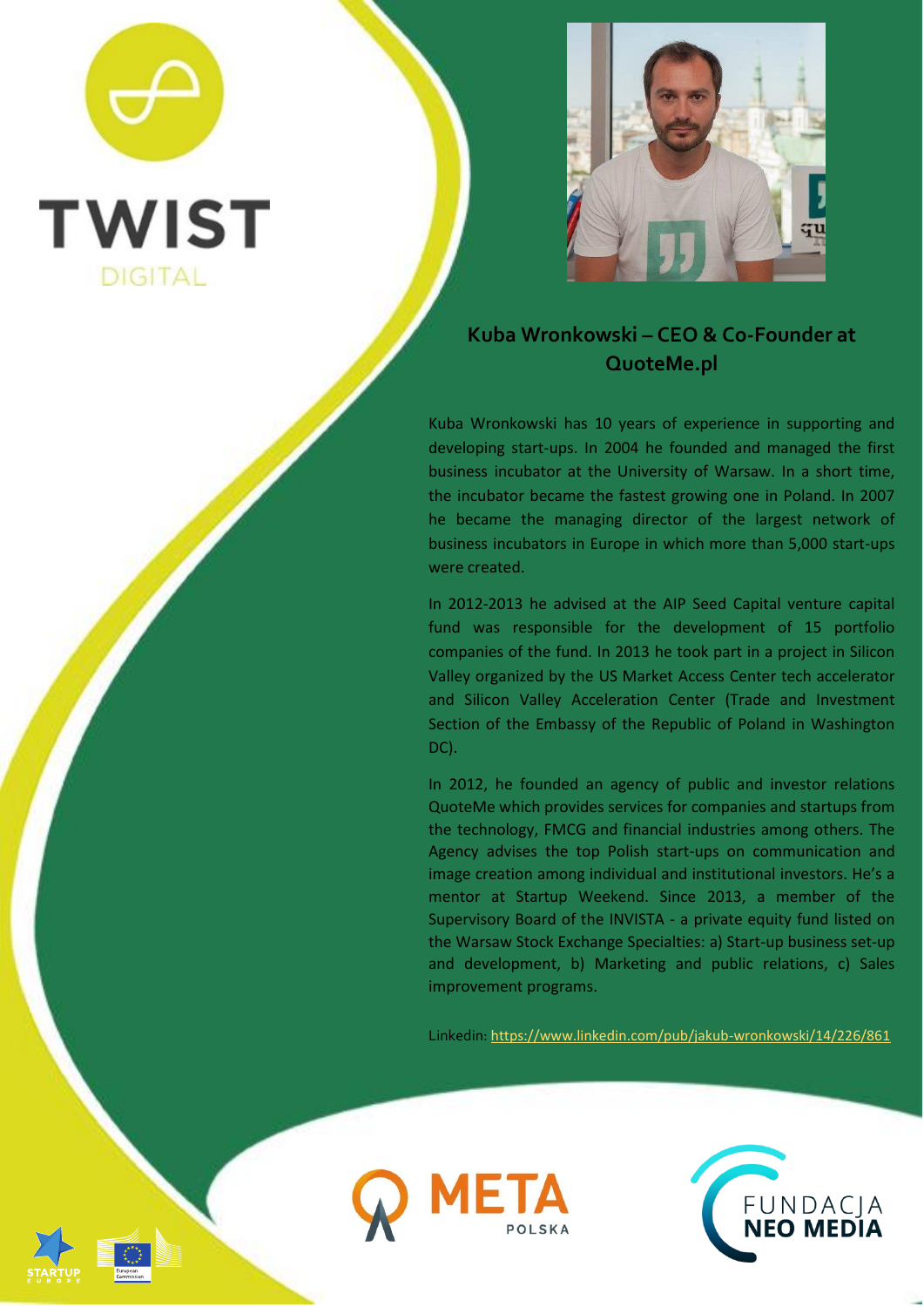## Kuba Wronkowski – CEO & Co-Founder at QuoteMe.pl

Kuba Wronkowski has 10 years of experience in supporting and developing start-ups. In 2004 he founded and managed the first business incubator at the University of Warsaw. In a short time, the incubator became the fastest growing one in Poland. In 2007 he became the managing director of the largest network of business incubators in Europe in which more than 5,000 start-ups were created.

In 2012-2013 he advised at the AIP Seed Capital venture capital fund was responsible for the development of 15 portfolio companies of the fund. In 2013 he took part in a project in Silicon Valley organized by the US Market Access Center tech accelerator and Silicon Valley Acceleration Center (Trade and Investment Section of the Embassy of the Republic of Poland in Washington DC).

In 2012, he founded an agency of public and investor relations QuoteMe which provides services for companies and startups from the technology, FMCG and financial industries among others. The Agency advises the top Polish start-ups on communication and image creation among individual and institutional investors. He's a mentor at Startup Weekend. Since 2013, a member of the Supervisory Board of the INVISTA - a private equity fund listed on the Warsaw Stock Exchange Specialties: a) Start-up business set-up and development, b) Marketing and public relations, c) Sales improvement programs.

Linkedin: https://www.linkedin.com/pub/jakub-wronkowski/14/226/861